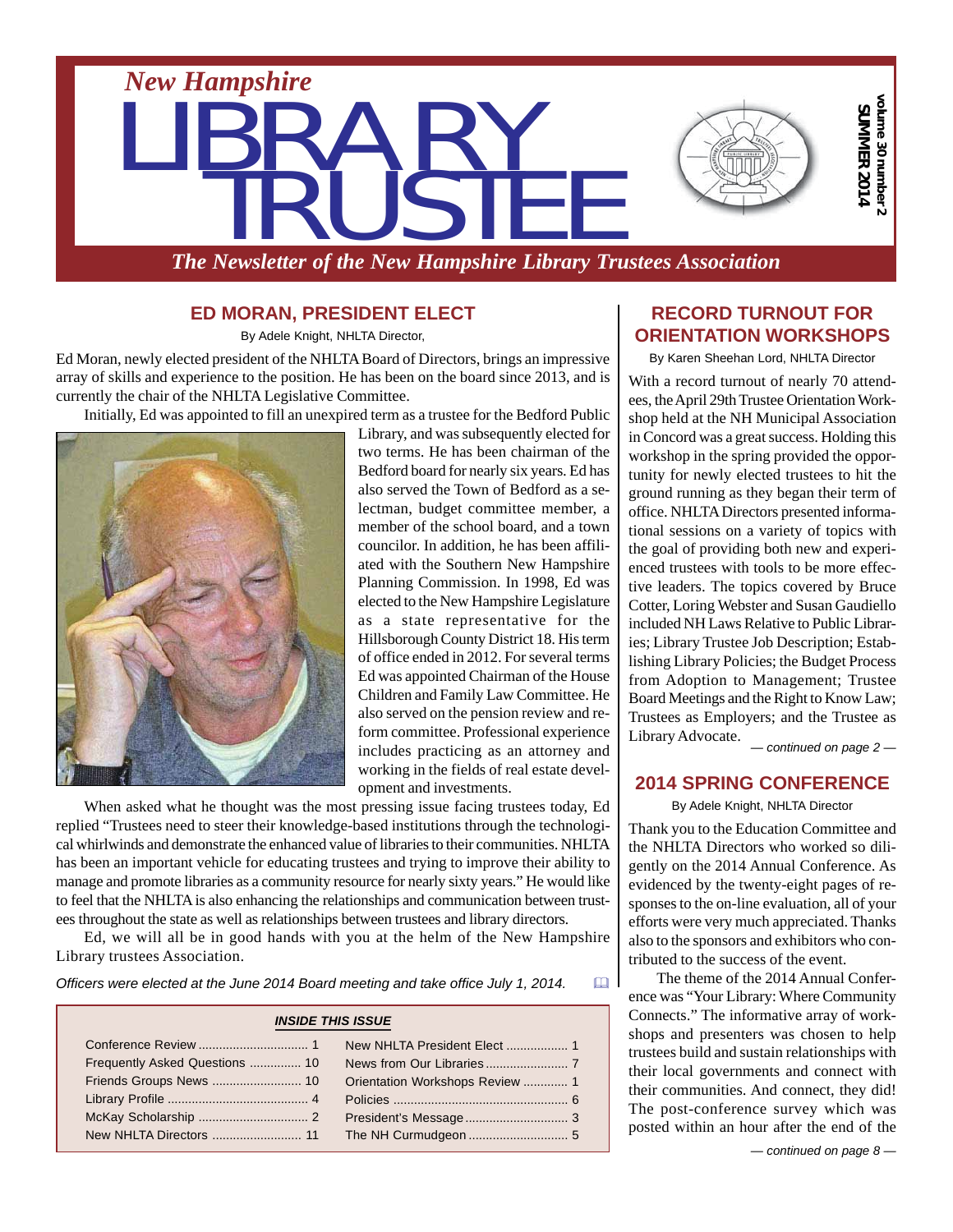# *New Hampshire* LIBRARY TRUSTEE

volume 30 number 2
SUMMER 2014

*The Newsletter of the New Hampshire Library Trustees Association*

## ED MORAN, PRESIDENT ELECT

By Adele Knight, NHLTA Director,

Ed Moran, newly elected president of the NHLTA Board of Directors, brings an impressive array of skills and experience to the position. He has been on the board since 2013, and is currently the chair of the NHLTA Legislative Committee.

Initially, Ed was appointed to fill an unexpired term as a trustee for the Bedford Public Library, and was subsequently elected for two terms. He has been chairman of the Bedford board for nearly six years. Ed has also served the Town of Bedford as a selectman, budget committee member, a member of the school board, and a town councilor. In addition, he has been affiliated with the Southern New Hampshire Planning Commission. In 1998, Ed was elected to the New Hampshire Legislature as a state representative for the Hillsborough County District 18. His term of office ended in 2012. For several terms Ed was appointed Chairman of the House Children and Family Law Committee. He also served on the pension review and reform committee. Professional experience includes practicing as an attorney and working in the fields of real estate development and investments.

When asked what he thought was the most pressing issue facing trustees today, Ed replied "Trustees need to steer their knowledge-based institutions through the technological whirlwinds and demonstrate the enhanced value of libraries to their communities. NHLTA has been an important vehicle for educating trustees and trying to improve their ability to manage and promote libraries as a community resource for nearly sixty years." He would like to feel that the NHLTA is also enhancing the relationships and communication between trustees throughout the state as well as relationships between trustees and library directors.

Ed, we will all be in good hands with you at the helm of the New Hampshire Library trustees Association.

*Officers were elected at the June 2014 Board meeting and take office July 1, 2014.*

### INSIDE THIS ISSUE

| | |
|---|---|
| Conference Review ... 1 | New NHLTA President Elect ... 1 |
| Frequently Asked Questions ... 10 | News from Our Libraries ... 7 |
| Friends Groups News ... 10 | Orientation Workshops Review ... 1 |
| Library Profile ... 4 | Policies ... 6 |
| McKay Scholarship ... 2 | President's Message ... 3 |
| New NHLTA Directors ... 11 | The NH Curmudgeon ... 5 |

## RECORD TURNOUT FOR ORIENTATION WORKSHOPS

By Karen Sheehan Lord, NHLTA Director

With a record turnout of nearly 70 attendees, the April 29th Trustee Orientation Workshop held at the NH Municipal Association in Concord was a great success. Holding this workshop in the spring provided the opportunity for newly elected trustees to hit the ground running as they began their term of office. NHLTA Directors presented informational sessions on a variety of topics with the goal of providing both new and experienced trustees with tools to be more effective leaders. The topics covered by Bruce Cotter, Loring Webster and Susan Gaudiello included NH Laws Relative to Public Libraries; Library Trustee Job Description; Establishing Library Policies; the Budget Process from Adoption to Management; Trustee Board Meetings and the Right to Know Law; Trustees as Employers; and the Trustee as Library Advocate.

*— continued on page 2 —*

## 2014 SPRING CONFERENCE

By Adele Knight, NHLTA Director

Thank you to the Education Committee and the NHLTA Directors who worked so diligently on the 2014 Annual Conference. As evidenced by the twenty-eight pages of responses to the on-line evaluation, all of your efforts were very much appreciated. Thanks also to the sponsors and exhibitors who contributed to the success of the event.

The theme of the 2014 Annual Conference was "Your Library: Where Community Connects." The informative array of workshops and presenters was chosen to help trustees build and sustain relationships with their local governments and connect with their communities. And connect, they did! The post-conference survey which was posted within an hour after the end of the

*— continued on page 8 —*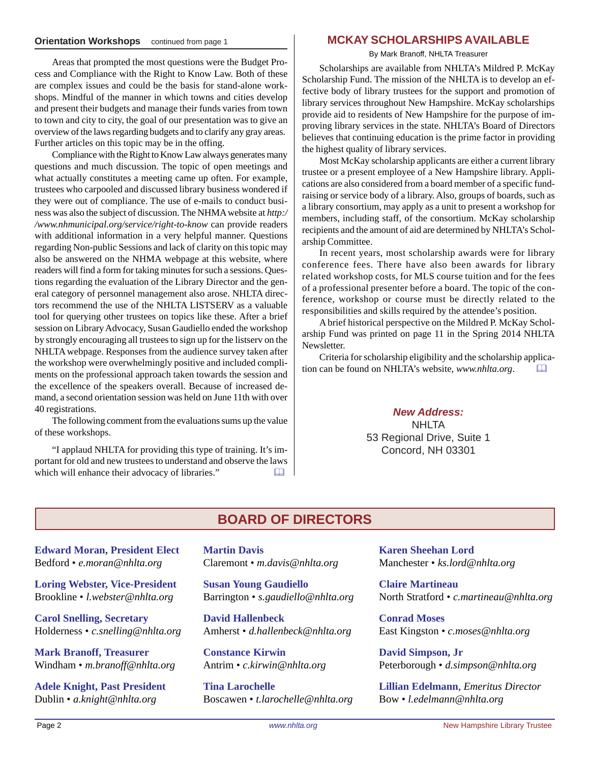**Orientation Workshops** continued from page 1

Areas that prompted the most questions were the Budget Process and Compliance with the Right to Know Law. Both of these are complex issues and could be the basis for stand-alone workshops. Mindful of the manner in which towns and cities develop and present their budgets and manage their funds varies from town to town and city to city, the goal of our presentation was to give an overview of the laws regarding budgets and to clarify any gray areas. Further articles on this topic may be in the offing.

Compliance with the Right to Know Law always generates many questions and much discussion. The topic of open meetings and what actually constitutes a meeting came up often. For example, trustees who carpooled and discussed library business wondered if they were out of compliance. The use of e-mails to conduct business was also the subject of discussion. The NHMA website at *http://www.nhmunicipal.org/service/right-to-know* can provide readers with additional information in a very helpful manner. Questions regarding Non-public Sessions and lack of clarity on this topic may also be answered on the NHMA webpage at this website, where readers will find a form for taking minutes for such a sessions. Questions regarding the evaluation of the Library Director and the general category of personnel management also arose. NHLTA directors recommend the use of the NHLTA LISTSERV as a valuable tool for querying other trustees on topics like these. After a brief session on Library Advocacy, Susan Gaudiello ended the workshop by strongly encouraging all trustees to sign up for the listserv on the NHLTA webpage. Responses from the audience survey taken after the workshop were overwhelmingly positive and included compliments on the professional approach taken towards the session and the excellence of the speakers overall. Because of increased demand, a second orientation session was held on June 11th with over 40 registrations.

The following comment from the evaluations sums up the value of these workshops.

"I applaud NHLTA for providing this type of training. It's important for old and new trustees to understand and observe the laws which will enhance their advocacy of libraries."

## MCKAY SCHOLARSHIPS AVAILABLE

By Mark Branoff, NHLTA Treasurer

Scholarships are available from NHLTA's Mildred P. McKay Scholarship Fund. The mission of the NHLTA is to develop an effective body of library trustees for the support and promotion of library services throughout New Hampshire. McKay scholarships provide aid to residents of New Hampshire for the purpose of improving library services in the state. NHLTA's Board of Directors believes that continuing education is the prime factor in providing the highest quality of library services.

Most McKay scholarship applicants are either a current library trustee or a present employee of a New Hampshire library. Applications are also considered from a board member of a specific fund-raising or service body of a library. Also, groups of boards, such as a library consortium, may apply as a unit to present a workshop for members, including staff, of the consortium. McKay scholarship recipients and the amount of aid are determined by NHLTA's Scholarship Committee.

In recent years, most scholarship awards were for library conference fees. There have also been awards for library related workshop costs, for MLS course tuition and for the fees of a professional presenter before a board. The topic of the conference, workshop or course must be directly related to the responsibilities and skills required by the attendee's position.

A brief historical perspective on the Mildred P. McKay Scholarship Fund was printed on page 11 in the Spring 2014 NHLTA Newsletter.

Criteria for scholarship eligibility and the scholarship application can be found on NHLTA's website, *www.nhlta.org*.

***New Address:***

NHLTA
53 Regional Drive, Suite 1
Concord, NH 03301

## BOARD OF DIRECTORS

**Edward Moran, President Elect**
Bedford • *e.moran@nhlta.org*

**Loring Webster, Vice-President**
Brookline • *l.webster@nhlta.org*

**Carol Snelling, Secretary**
Holderness • *c.snelling@nhlta.org*

**Mark Branoff, Treasurer**
Windham • *m.branoff@nhlta.org*

**Adele Knight, Past President**
Dublin • *a.knight@nhlta.org*

**Martin Davis**
Claremont • *m.davis@nhlta.org*

**Susan Young Gaudiello**
Barrington • *s.gaudiello@nhlta.org*

**David Hallenbeck**
Amherst • *d.hallenbeck@nhlta.org*

**Constance Kirwin**
Antrim • *c.kirwin@nhlta.org*

**Tina Larochelle**
Boscawen • *t.larochelle@nhlta.org*

**Karen Sheehan Lord**
Manchester • *ks.lord@nhlta.org*

**Claire Martineau**
North Stratford • *c.martineau@nhlta.org*

**Conrad Moses**
East Kingston • *c.moses@nhlta.org*

**David Simpson, Jr**
Peterborough • *d.simpson@nhlta.org*

**Lillian Edelmann**, *Emeritus Director*
Bow • *l.edelmann@nhlta.org*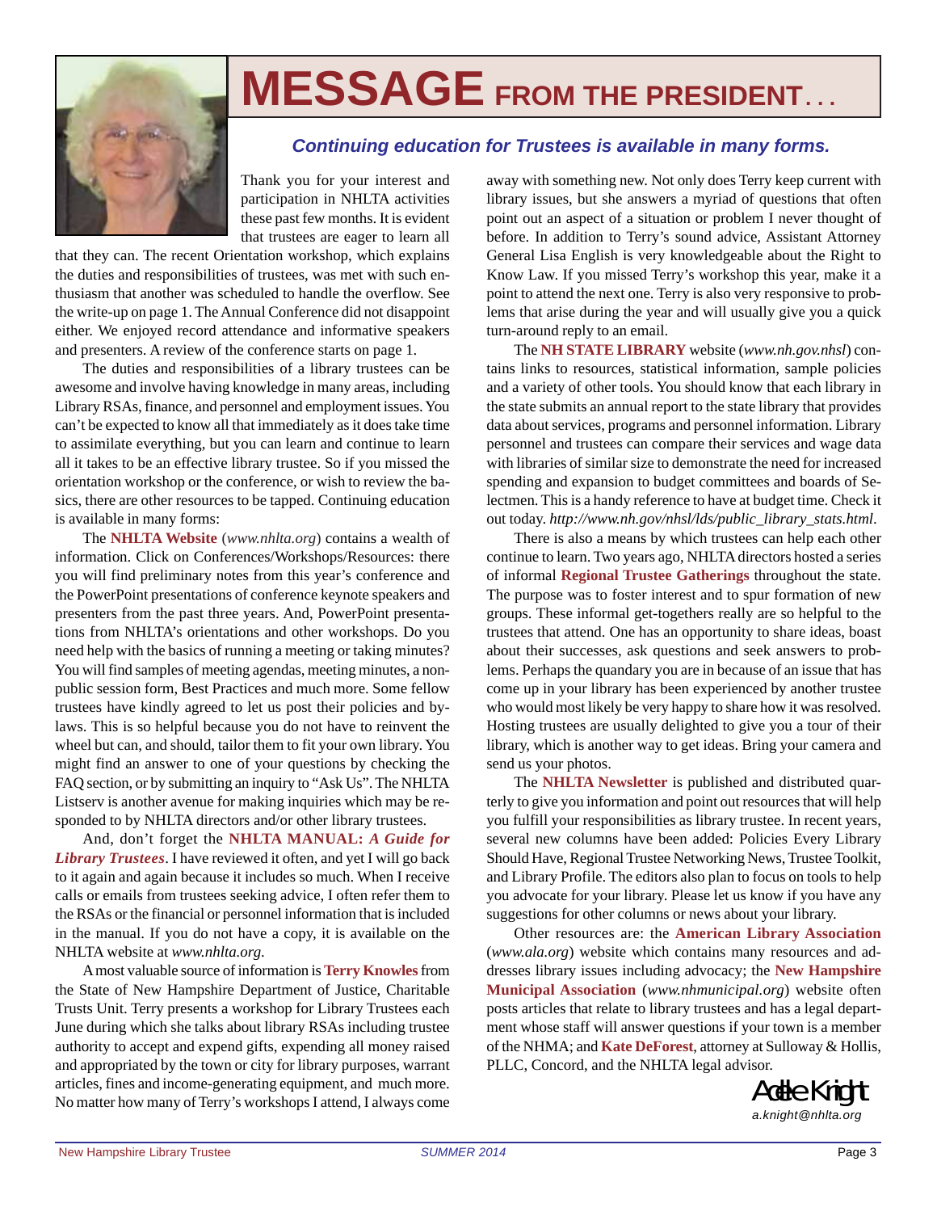# MESSAGE FROM THE PRESIDENT…

### *Continuing education for Trustees is available in many forms.*

Thank you for your interest and participation in NHLTA activities these past few months. It is evident that trustees are eager to learn all that they can. The recent Orientation workshop, which explains the duties and responsibilities of trustees, was met with such enthusiasm that another was scheduled to handle the overflow. See the write-up on page 1. The Annual Conference did not disappoint either. We enjoyed record attendance and informative speakers and presenters. A review of the conference starts on page 1.

The duties and responsibilities of a library trustees can be awesome and involve having knowledge in many areas, including Library RSAs, finance, and personnel and employment issues. You can't be expected to know all that immediately as it does take time to assimilate everything, but you can learn and continue to learn all it takes to be an effective library trustee. So if you missed the orientation workshop or the conference, or wish to review the basics, there are other resources to be tapped. Continuing education is available in many forms:

The **NHLTA Website** (*www.nhlta.org*) contains a wealth of information. Click on Conferences/Workshops/Resources: there you will find preliminary notes from this year's conference and the PowerPoint presentations of conference keynote speakers and presenters from the past three years. And, PowerPoint presentations from NHLTA's orientations and other workshops. Do you need help with the basics of running a meeting or taking minutes? You will find samples of meeting agendas, meeting minutes, a non-public session form, Best Practices and much more. Some fellow trustees have kindly agreed to let us post their policies and bylaws. This is so helpful because you do not have to reinvent the wheel but can, and should, tailor them to fit your own library. You might find an answer to one of your questions by checking the FAQ section, or by submitting an inquiry to "Ask Us". The NHLTA Listserv is another avenue for making inquiries which may be responded to by NHLTA directors and/or other library trustees.

And, don't forget the **NHLTA MANUAL: *A Guide for Library Trustees***. I have reviewed it often, and yet I will go back to it again and again because it includes so much. When I receive calls or emails from trustees seeking advice, I often refer them to the RSAs or the financial or personnel information that is included in the manual. If you do not have a copy, it is available on the NHLTA website at *www.nhlta.org*.

A most valuable source of information is **Terry Knowles** from the State of New Hampshire Department of Justice, Charitable Trusts Unit. Terry presents a workshop for Library Trustees each June during which she talks about library RSAs including trustee authority to accept and expend gifts, expending all money raised and appropriated by the town or city for library purposes, warrant articles, fines and income-generating equipment, and much more. No matter how many of Terry's workshops I attend, I always come away with something new. Not only does Terry keep current with library issues, but she answers a myriad of questions that often point out an aspect of a situation or problem I never thought of before. In addition to Terry's sound advice, Assistant Attorney General Lisa English is very knowledgeable about the Right to Know Law. If you missed Terry's workshop this year, make it a point to attend the next one. Terry is also very responsive to problems that arise during the year and will usually give you a quick turn-around reply to an email.

The **NH STATE LIBRARY** website (*www.nh.gov.nhsl*) contains links to resources, statistical information, sample policies and a variety of other tools. You should know that each library in the state submits an annual report to the state library that provides data about services, programs and personnel information. Library personnel and trustees can compare their services and wage data with libraries of similar size to demonstrate the need for increased spending and expansion to budget committees and boards of Selectmen. This is a handy reference to have at budget time. Check it out today. *http://www.nh.gov/nhsl/lds/public_library_stats.html*.

There is also a means by which trustees can help each other continue to learn. Two years ago, NHLTA directors hosted a series of informal **Regional Trustee Gatherings** throughout the state. The purpose was to foster interest and to spur formation of new groups. These informal get-togethers really are so helpful to the trustees that attend. One has an opportunity to share ideas, boast about their successes, ask questions and seek answers to problems. Perhaps the quandary you are in because of an issue that has come up in your library has been experienced by another trustee who would most likely be very happy to share how it was resolved. Hosting trustees are usually delighted to give you a tour of their library, which is another way to get ideas. Bring your camera and send us your photos.

The **NHLTA Newsletter** is published and distributed quarterly to give you information and point out resources that will help you fulfill your responsibilities as library trustee. In recent years, several new columns have been added: Policies Every Library Should Have, Regional Trustee Networking News, Trustee Toolkit, and Library Profile. The editors also plan to focus on tools to help you advocate for your library. Please let us know if you have any suggestions for other columns or news about your library.

Other resources are: the **American Library Association** (*www.ala.org*) website which contains many resources and addresses library issues including advocacy; the **New Hampshire Municipal Association** (*www.nhmunicipal.org*) website often posts articles that relate to library trustees and has a legal department whose staff will answer questions if your town is a member of the NHMA; and **Kate DeForest**, attorney at Sulloway & Hollis, PLLC, Concord, and the NHLTA legal advisor.

Adele Knight
*a.knight@nhlta.org*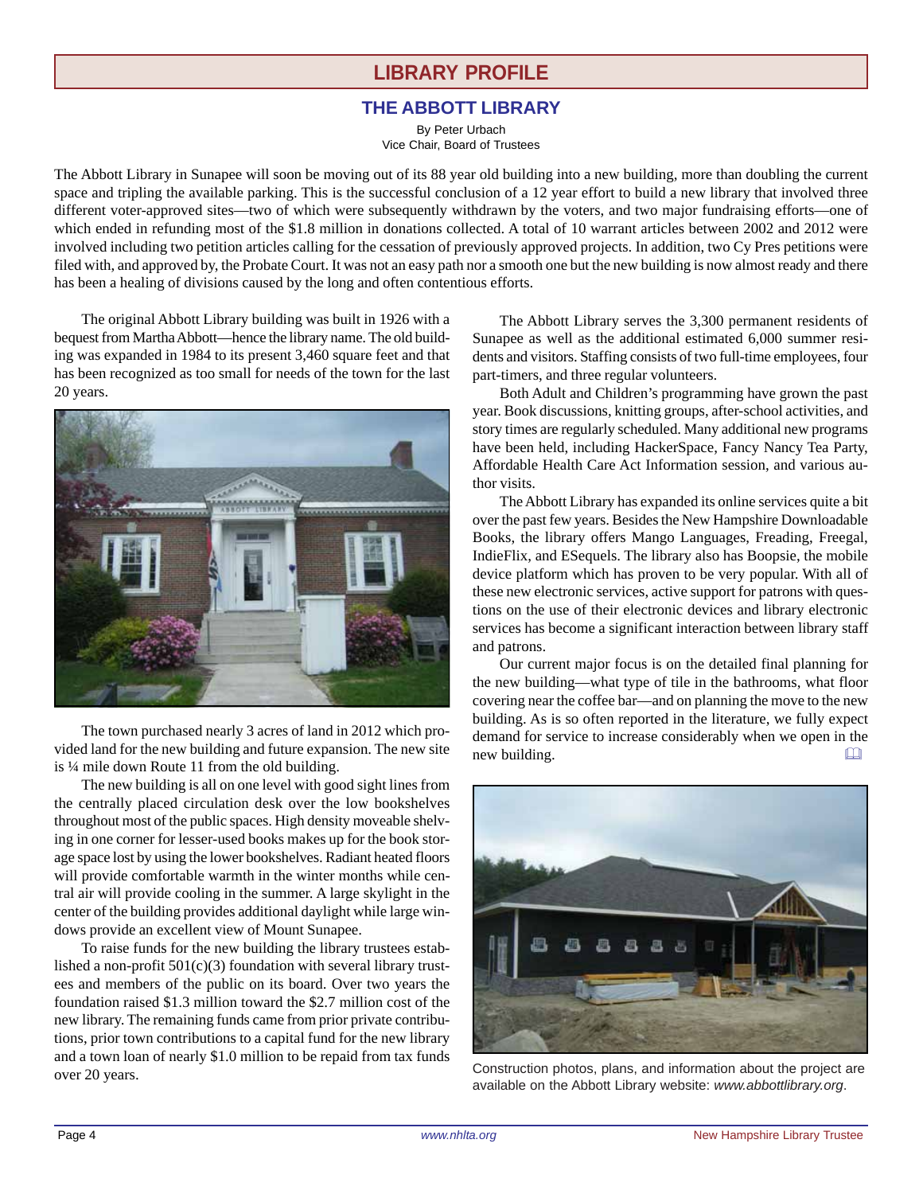## LIBRARY PROFILE

### THE ABBOTT LIBRARY

By Peter Urbach
Vice Chair, Board of Trustees

The Abbott Library in Sunapee will soon be moving out of its 88 year old building into a new building, more than doubling the current space and tripling the available parking. This is the successful conclusion of a 12 year effort to build a new library that involved three different voter-approved sites—two of which were subsequently withdrawn by the voters, and two major fundraising efforts—one of which ended in refunding most of the $1.8 million in donations collected. A total of 10 warrant articles between 2002 and 2012 were involved including two petition articles calling for the cessation of previously approved projects. In addition, two Cy Pres petitions were filed with, and approved by, the Probate Court. It was not an easy path nor a smooth one but the new building is now almost ready and there has been a healing of divisions caused by the long and often contentious efforts.

The original Abbott Library building was built in 1926 with a bequest from Martha Abbott—hence the library name. The old building was expanded in 1984 to its present 3,460 square feet and that has been recognized as too small for needs of the town for the last 20 years.

The town purchased nearly 3 acres of land in 2012 which provided land for the new building and future expansion. The new site is ¼ mile down Route 11 from the old building.

The new building is all on one level with good sight lines from the centrally placed circulation desk over the low bookshelves throughout most of the public spaces. High density moveable shelving in one corner for lesser-used books makes up for the book storage space lost by using the lower bookshelves. Radiant heated floors will provide comfortable warmth in the winter months while central air will provide cooling in the summer. A large skylight in the center of the building provides additional daylight while large windows provide an excellent view of Mount Sunapee.

To raise funds for the new building the library trustees established a non-profit 501(c)(3) foundation with several library trustees and members of the public on its board. Over two years the foundation raised $1.3 million toward the $2.7 million cost of the new library. The remaining funds came from prior private contributions, prior town contributions to a capital fund for the new library and a town loan of nearly $1.0 million to be repaid from tax funds over 20 years.

The Abbott Library serves the 3,300 permanent residents of Sunapee as well as the additional estimated 6,000 summer residents and visitors. Staffing consists of two full-time employees, four part-timers, and three regular volunteers.

Both Adult and Children's programming have grown the past year. Book discussions, knitting groups, after-school activities, and story times are regularly scheduled. Many additional new programs have been held, including HackerSpace, Fancy Nancy Tea Party, Affordable Health Care Act Information session, and various author visits.

The Abbott Library has expanded its online services quite a bit over the past few years. Besides the New Hampshire Downloadable Books, the library offers Mango Languages, Freading, Freegal, IndieFlix, and ESequels. The library also has Boopsie, the mobile device platform which has proven to be very popular. With all of these new electronic services, active support for patrons with questions on the use of their electronic devices and library electronic services has become a significant interaction between library staff and patrons.

Our current major focus is on the detailed final planning for the new building—what type of tile in the bathrooms, what floor covering near the coffee bar—and on planning the move to the new building. As is so often reported in the literature, we fully expect demand for service to increase considerably when we open in the new building.

Construction photos, plans, and information about the project are available on the Abbott Library website: *www.abbottlibrary.org*.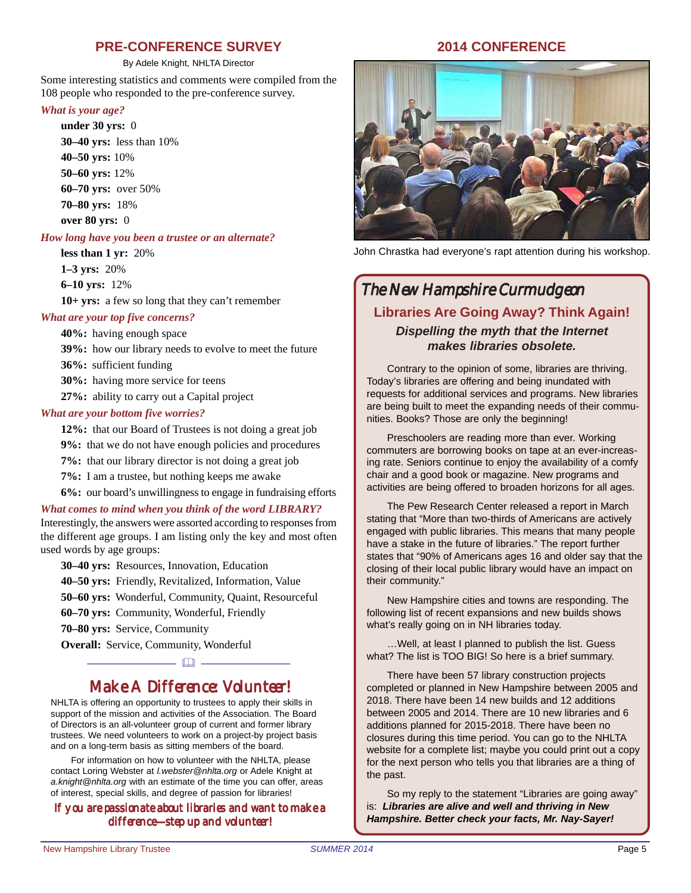## PRE-CONFERENCE SURVEY

By Adele Knight, NHLTA Director

Some interesting statistics and comments were compiled from the 108 people who responded to the pre-conference survey.

*What is your age?*

- **under 30 yrs:** 0
- **30–40 yrs:** less than 10%
- **40–50 yrs:** 10%
- **50–60 yrs:** 12%
- **60–70 yrs:** over 50%
- **70–80 yrs:** 18%
- **over 80 yrs:** 0

*How long have you been a trustee or an alternate?*

- **less than 1 yr:** 20%
- **1–3 yrs:** 20%
- **6–10 yrs:** 12%
- **10+ yrs:** a few so long that they can't remember

*What are your top five concerns?*

- **40%:** having enough space
- **39%:** how our library needs to evolve to meet the future
- **36%:** sufficient funding
- **30%:** having more service for teens
- **27%:** ability to carry out a Capital project

*What are your bottom five worries?*

- **12%:** that our Board of Trustees is not doing a great job
- **9%:** that we do not have enough policies and procedures
- **7%:** that our library director is not doing a great job
- **7%:** I am a trustee, but nothing keeps me awake
- **6%:** our board's unwillingness to engage in fundraising efforts

*What comes to mind when you think of the word LIBRARY?*

Interestingly, the answers were assorted according to responses from the different age groups. I am listing only the key and most often used words by age groups:

- **30–40 yrs:** Resources, Innovation, Education
- **40–50 yrs:** Friendly, Revitalized, Information, Value
- **50–60 yrs:** Wonderful, Community, Quaint, Resourceful
- **60–70 yrs:** Community, Wonderful, Friendly
- **70–80 yrs:** Service, Community
- **Overall:** Service, Community, Wonderful

---

## Make A Difference: Volunteer!

NHLTA is offering an opportunity to trustees to apply their skills in support of the mission and activities of the Association. The Board of Directors is an all-volunteer group of current and former library trustees. We need volunteers to work on a project-by project basis and on a long-term basis as sitting members of the board.

For information on how to volunteer with the NHLTA, please contact Loring Webster at *l.webster@nhlta.org* or Adele Knight at *a.knight@nhlta.org* with an estimate of the time you can offer, areas of interest, special skills, and degree of passion for libraries!

**If you are passionate about libraries and want to make a difference—step up and volunteer!**

## 2014 CONFERENCE

John Chrastka had everyone's rapt attention during his workshop.

## The New Hampshire Curmudgeon

### Libraries Are Going Away? Think Again!

***Dispelling the myth that the Internet makes libraries obsolete.***

Contrary to the opinion of some, libraries are thriving. Today's libraries are offering and being inundated with requests for additional services and programs. New libraries are being built to meet the expanding needs of their communities. Books? Those are only the beginning!

Preschoolers are reading more than ever. Working commuters are borrowing books on tape at an ever-increasing rate. Seniors continue to enjoy the availability of a comfy chair and a good book or magazine. New programs and activities are being offered to broaden horizons for all ages.

The Pew Research Center released a report in March stating that "More than two-thirds of Americans are actively engaged with public libraries. This means that many people have a stake in the future of libraries." The report further states that "90% of Americans ages 16 and older say that the closing of their local public library would have an impact on their community."

New Hampshire cities and towns are responding. The following list of recent expansions and new builds shows what's really going on in NH libraries today.

…Well, at least I planned to publish the list. Guess what? The list is TOO BIG! So here is a brief summary.

There have been 57 library construction projects completed or planned in New Hampshire between 2005 and 2018. There have been 14 new builds and 12 additions between 2005 and 2014. There are 10 new libraries and 6 additions planned for 2015-2018. There have been no closures during this time period. You can go to the NHLTA website for a complete list; maybe you could print out a copy for the next person who tells you that libraries are a thing of the past.

So my reply to the statement "Libraries are going away" is: ***Libraries are alive and well and thriving in New Hampshire. Better check your facts, Mr. Nay-Sayer!***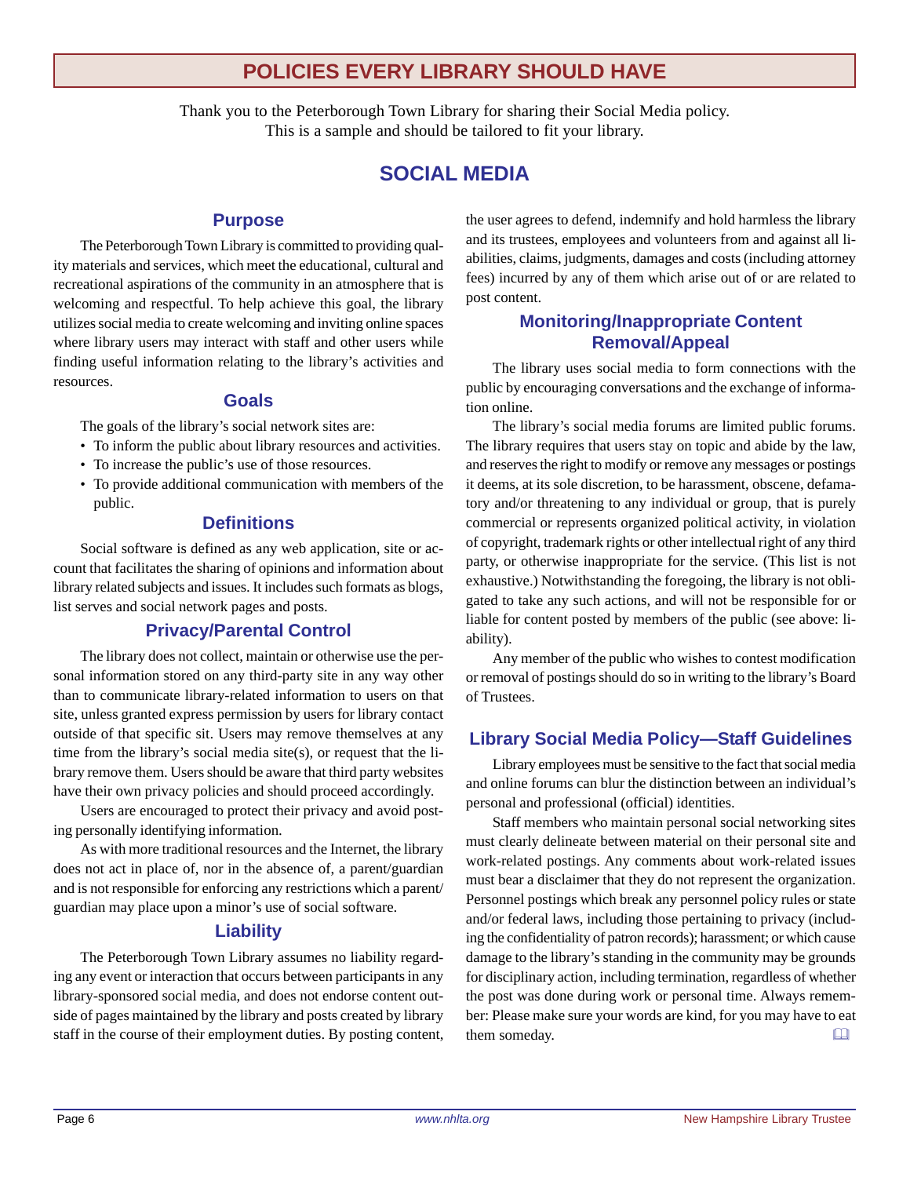# POLICIES EVERY LIBRARY SHOULD HAVE

Thank you to the Peterborough Town Library for sharing their Social Media policy.
This is a sample and should be tailored to fit your library.

## SOCIAL MEDIA

### Purpose

The Peterborough Town Library is committed to providing quality materials and services, which meet the educational, cultural and recreational aspirations of the community in an atmosphere that is welcoming and respectful. To help achieve this goal, the library utilizes social media to create welcoming and inviting online spaces where library users may interact with staff and other users while finding useful information relating to the library's activities and resources.

### Goals

The goals of the library's social network sites are:

- To inform the public about library resources and activities.
- To increase the public's use of those resources.
- To provide additional communication with members of the public.

### Definitions

Social software is defined as any web application, site or account that facilitates the sharing of opinions and information about library related subjects and issues. It includes such formats as blogs, list serves and social network pages and posts.

### Privacy/Parental Control

The library does not collect, maintain or otherwise use the personal information stored on any third-party site in any way other than to communicate library-related information to users on that site, unless granted express permission by users for library contact outside of that specific sit. Users may remove themselves at any time from the library's social media site(s), or request that the library remove them. Users should be aware that third party websites have their own privacy policies and should proceed accordingly.

Users are encouraged to protect their privacy and avoid posting personally identifying information.

As with more traditional resources and the Internet, the library does not act in place of, nor in the absence of, a parent/guardian and is not responsible for enforcing any restrictions which a parent/guardian may place upon a minor's use of social software.

### Liability

The Peterborough Town Library assumes no liability regarding any event or interaction that occurs between participants in any library-sponsored social media, and does not endorse content outside of pages maintained by the library and posts created by library staff in the course of their employment duties. By posting content, the user agrees to defend, indemnify and hold harmless the library and its trustees, employees and volunteers from and against all liabilities, claims, judgments, damages and costs (including attorney fees) incurred by any of them which arise out of or are related to post content.

### Monitoring/Inappropriate Content Removal/Appeal

The library uses social media to form connections with the public by encouraging conversations and the exchange of information online.

The library's social media forums are limited public forums. The library requires that users stay on topic and abide by the law, and reserves the right to modify or remove any messages or postings it deems, at its sole discretion, to be harassment, obscene, defamatory and/or threatening to any individual or group, that is purely commercial or represents organized political activity, in violation of copyright, trademark rights or other intellectual right of any third party, or otherwise inappropriate for the service. (This list is not exhaustive.) Notwithstanding the foregoing, the library is not obligated to take any such actions, and will not be responsible for or liable for content posted by members of the public (see above: liability).

Any member of the public who wishes to contest modification or removal of postings should do so in writing to the library's Board of Trustees.

### Library Social Media Policy—Staff Guidelines

Library employees must be sensitive to the fact that social media and online forums can blur the distinction between an individual's personal and professional (official) identities.

Staff members who maintain personal social networking sites must clearly delineate between material on their personal site and work-related postings. Any comments about work-related issues must bear a disclaimer that they do not represent the organization. Personnel postings which break any personnel policy rules or state and/or federal laws, including those pertaining to privacy (including the confidentiality of patron records); harassment; or which cause damage to the library's standing in the community may be grounds for disciplinary action, including termination, regardless of whether the post was done during work or personal time. Always remember: Please make sure your words are kind, for you may have to eat them someday.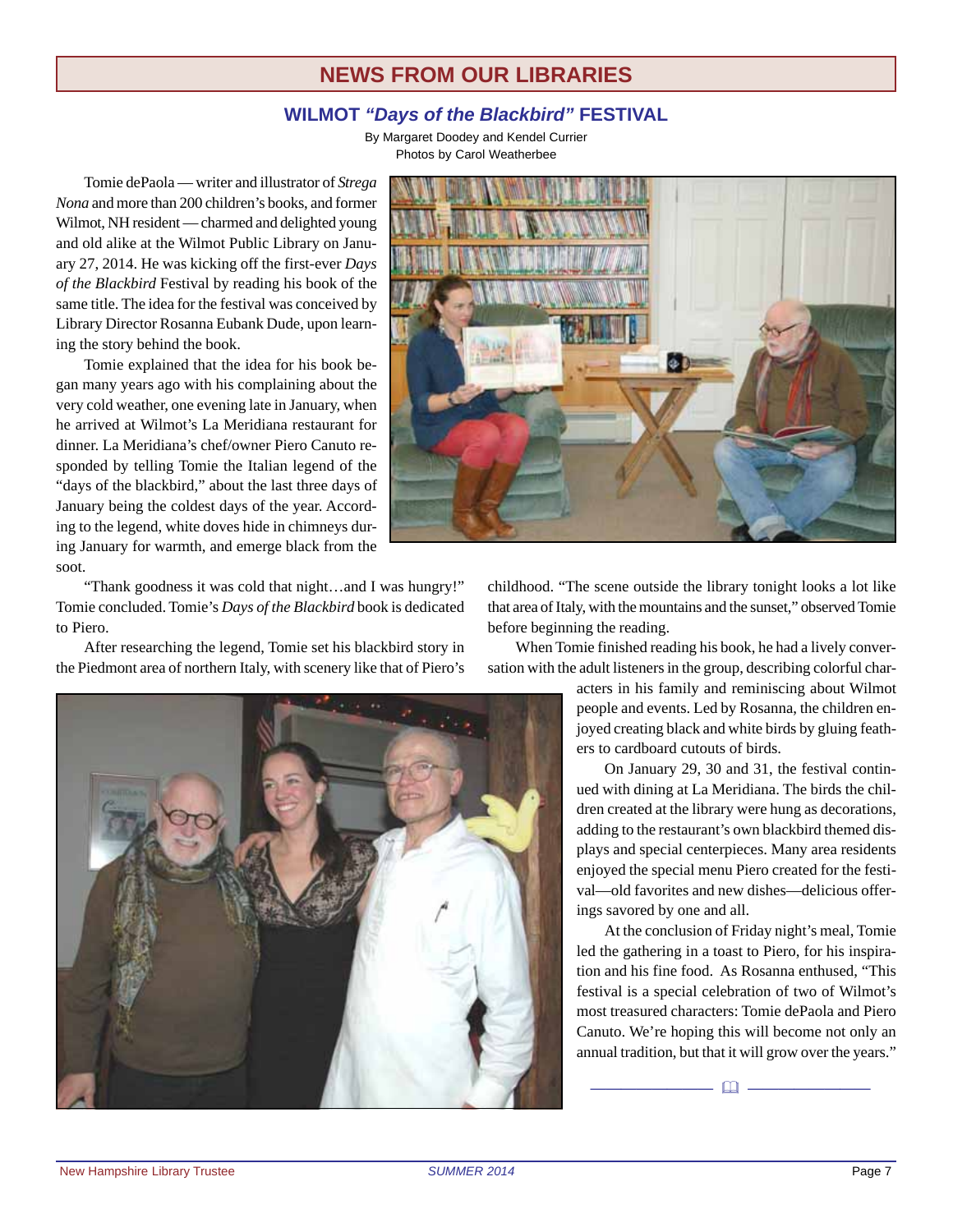# NEWS FROM OUR LIBRARIES

## WILMOT *"Days of the Blackbird"* FESTIVAL

By Margaret Doodey and Kendel Currier
Photos by Carol Weatherbee

Tomie dePaola — writer and illustrator of *Strega Nona* and more than 200 children's books, and former Wilmot, NH resident — charmed and delighted young and old alike at the Wilmot Public Library on January 27, 2014. He was kicking off the first-ever *Days of the Blackbird* Festival by reading his book of the same title. The idea for the festival was conceived by Library Director Rosanna Eubank Dude, upon learning the story behind the book.

Tomie explained that the idea for his book began many years ago with his complaining about the very cold weather, one evening late in January, when he arrived at Wilmot's La Meridiana restaurant for dinner. La Meridiana's chef/owner Piero Canuto responded by telling Tomie the Italian legend of the "days of the blackbird," about the last three days of January being the coldest days of the year. According to the legend, white doves hide in chimneys during January for warmth, and emerge black from the soot.

"Thank goodness it was cold that night…and I was hungry!" Tomie concluded. Tomie's *Days of the Blackbird* book is dedicated to Piero.

After researching the legend, Tomie set his blackbird story in the Piedmont area of northern Italy, with scenery like that of Piero's childhood. "The scene outside the library tonight looks a lot like that area of Italy, with the mountains and the sunset," observed Tomie before beginning the reading.

When Tomie finished reading his book, he had a lively conversation with the adult listeners in the group, describing colorful characters in his family and reminiscing about Wilmot people and events. Led by Rosanna, the children enjoyed creating black and white birds by gluing feathers to cardboard cutouts of birds.

On January 29, 30 and 31, the festival continued with dining at La Meridiana. The birds the children created at the library were hung as decorations, adding to the restaurant's own blackbird themed displays and special centerpieces. Many area residents enjoyed the special menu Piero created for the festival—old favorites and new dishes—delicious offerings savored by one and all.

At the conclusion of Friday night's meal, Tomie led the gathering in a toast to Piero, for his inspiration and his fine food. As Rosanna enthused, "This festival is a special celebration of two of Wilmot's most treasured characters: Tomie dePaola and Piero Canuto. We're hoping this will become not only an annual tradition, but that it will grow over the years."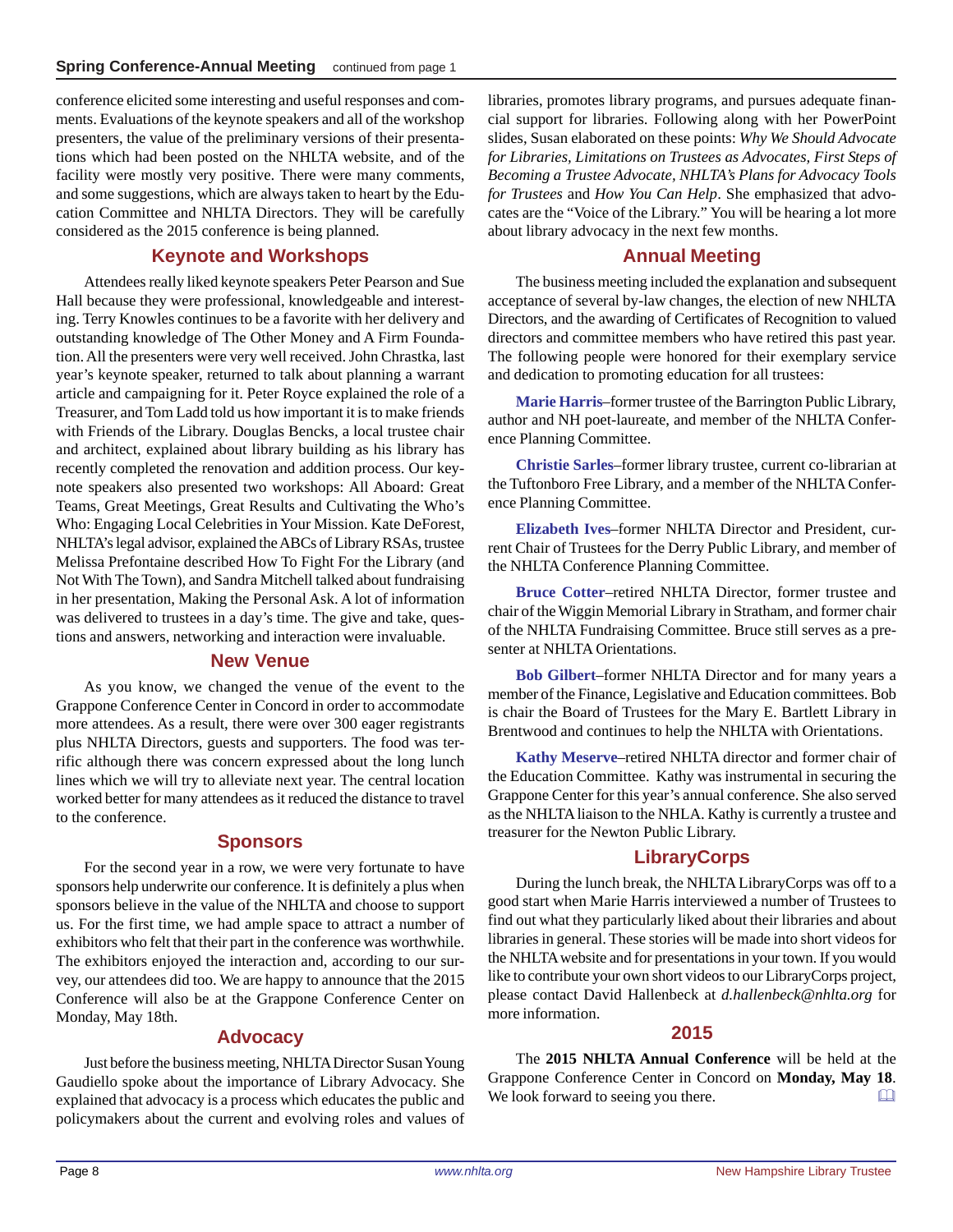**Spring Conference-Annual Meeting** continued from page 1

conference elicited some interesting and useful responses and comments. Evaluations of the keynote speakers and all of the workshop presenters, the value of the preliminary versions of their presentations which had been posted on the NHLTA website, and of the facility were mostly very positive. There were many comments, and some suggestions, which are always taken to heart by the Education Committee and NHLTA Directors. They will be carefully considered as the 2015 conference is being planned.

## Keynote and Workshops

Attendees really liked keynote speakers Peter Pearson and Sue Hall because they were professional, knowledgeable and interesting. Terry Knowles continues to be a favorite with her delivery and outstanding knowledge of The Other Money and A Firm Foundation. All the presenters were very well received. John Chrastka, last year's keynote speaker, returned to talk about planning a warrant article and campaigning for it. Peter Royce explained the role of a Treasurer, and Tom Ladd told us how important it is to make friends with Friends of the Library. Douglas Bencks, a local trustee chair and architect, explained about library building as his library has recently completed the renovation and addition process. Our keynote speakers also presented two workshops: All Aboard: Great Teams, Great Meetings, Great Results and Cultivating the Who's Who: Engaging Local Celebrities in Your Mission. Kate DeForest, NHLTA's legal advisor, explained the ABCs of Library RSAs, trustee Melissa Prefontaine described How To Fight For the Library (and Not With The Town), and Sandra Mitchell talked about fundraising in her presentation, Making the Personal Ask. A lot of information was delivered to trustees in a day's time. The give and take, questions and answers, networking and interaction were invaluable.

## New Venue

As you know, we changed the venue of the event to the Grappone Conference Center in Concord in order to accommodate more attendees. As a result, there were over 300 eager registrants plus NHLTA Directors, guests and supporters. The food was terrific although there was concern expressed about the long lunch lines which we will try to alleviate next year. The central location worked better for many attendees as it reduced the distance to travel to the conference.

## Sponsors

For the second year in a row, we were very fortunate to have sponsors help underwrite our conference. It is definitely a plus when sponsors believe in the value of the NHLTA and choose to support us. For the first time, we had ample space to attract a number of exhibitors who felt that their part in the conference was worthwhile. The exhibitors enjoyed the interaction and, according to our survey, our attendees did too. We are happy to announce that the 2015 Conference will also be at the Grappone Conference Center on Monday, May 18th.

## Advocacy

Just before the business meeting, NHLTA Director Susan Young Gaudiello spoke about the importance of Library Advocacy. She explained that advocacy is a process which educates the public and policymakers about the current and evolving roles and values of libraries, promotes library programs, and pursues adequate financial support for libraries. Following along with her PowerPoint slides, Susan elaborated on these points: *Why We Should Advocate for Libraries, Limitations on Trustees as Advocates, First Steps of Becoming a Trustee Advocate, NHLTA's Plans for Advocacy Tools for Trustees* and *How You Can Help*. She emphasized that advocates are the "Voice of the Library." You will be hearing a lot more about library advocacy in the next few months.

## Annual Meeting

The business meeting included the explanation and subsequent acceptance of several by-law changes, the election of new NHLTA Directors, and the awarding of Certificates of Recognition to valued directors and committee members who have retired this past year. The following people were honored for their exemplary service and dedication to promoting education for all trustees:

**Marie Harris**–former trustee of the Barrington Public Library, author and NH poet-laureate, and member of the NHLTA Conference Planning Committee.

**Christie Sarles**–former library trustee, current co-librarian at the Tuftonboro Free Library, and a member of the NHLTA Conference Planning Committee.

**Elizabeth Ives**–former NHLTA Director and President, current Chair of Trustees for the Derry Public Library, and member of the NHLTA Conference Planning Committee.

**Bruce Cotter**–retired NHLTA Director, former trustee and chair of the Wiggin Memorial Library in Stratham, and former chair of the NHLTA Fundraising Committee. Bruce still serves as a presenter at NHLTA Orientations.

**Bob Gilbert**–former NHLTA Director and for many years a member of the Finance, Legislative and Education committees. Bob is chair the Board of Trustees for the Mary E. Bartlett Library in Brentwood and continues to help the NHLTA with Orientations.

**Kathy Meserve**–retired NHLTA director and former chair of the Education Committee. Kathy was instrumental in securing the Grappone Center for this year's annual conference. She also served as the NHLTA liaison to the NHLA. Kathy is currently a trustee and treasurer for the Newton Public Library.

## LibraryCorps

During the lunch break, the NHLTA LibraryCorps was off to a good start when Marie Harris interviewed a number of Trustees to find out what they particularly liked about their libraries and about libraries in general. These stories will be made into short videos for the NHLTA website and for presentations in your town. If you would like to contribute your own short videos to our LibraryCorps project, please contact David Hallenbeck at *d.hallenbeck@nhlta.org* for more information.

## 2015

The **2015 NHLTA Annual Conference** will be held at the Grappone Conference Center in Concord on **Monday, May 18**. We look forward to seeing you there.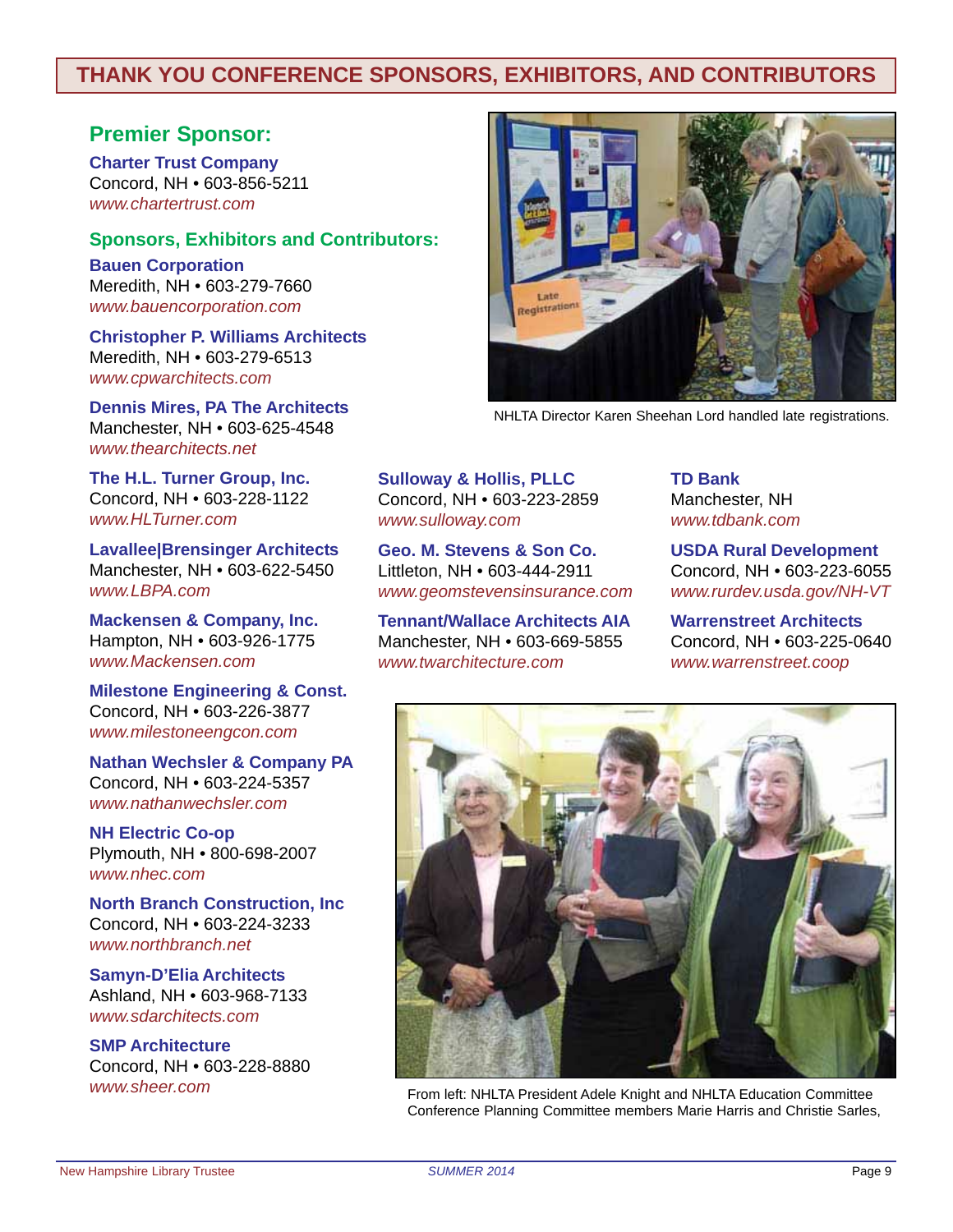## THANK YOU CONFERENCE SPONSORS, EXHIBITORS, AND CONTRIBUTORS

### Premier Sponsor:

**Charter Trust Company**
Concord, NH • 603-856-5211
*www.chartertrust.com*

### Sponsors, Exhibitors and Contributors:

**Bauen Corporation**
Meredith, NH • 603-279-7660
*www.bauencorporation.com*

**Christopher P. Williams Architects**
Meredith, NH • 603-279-6513
*www.cpwarchitects.com*

**Dennis Mires, PA The Architects**
Manchester, NH • 603-625-4548
*www.thearchitects.net*

**The H.L. Turner Group, Inc.**
Concord, NH • 603-228-1122
*www.HLTurner.com*

**Lavallee|Brensinger Architects**
Manchester, NH • 603-622-5450
*www.LBPA.com*

**Mackensen & Company, Inc.**
Hampton, NH • 603-926-1775
*www.Mackensen.com*

**Milestone Engineering & Const.**
Concord, NH • 603-226-3877
*www.milestoneengcon.com*

**Nathan Wechsler & Company PA**
Concord, NH • 603-224-5357
*www.nathanwechsler.com*

**NH Electric Co-op**
Plymouth, NH • 800-698-2007
*www.nhec.com*

**North Branch Construction, Inc**
Concord, NH • 603-224-3233
*www.northbranch.net*

**Samyn-D'Elia Architects**
Ashland, NH • 603-968-7133
*www.sdarchitects.com*

**SMP Architecture**
Concord, NH • 603-228-8880
*www.sheer.com*

NHLTA Director Karen Sheehan Lord handled late registrations.

**Sulloway & Hollis, PLLC**
Concord, NH • 603-223-2859
*www.sulloway.com*

**Geo. M. Stevens & Son Co.**
Littleton, NH • 603-444-2911
*www.geomstevensinsurance.com*

**Tennant/Wallace Architects AIA**
Manchester, NH • 603-669-5855
*www.twarchitecture.com*

**TD Bank**
Manchester, NH
*www.tdbank.com*

**USDA Rural Development**
Concord, NH • 603-223-6055
*www.rurdev.usda.gov/NH-VT*

**Warrenstreet Architects**
Concord, NH • 603-225-0640
*www.warrenstreet.coop*

From left: NHLTA President Adele Knight and NHLTA Education Committee Conference Planning Committee members Marie Harris and Christie Sarles,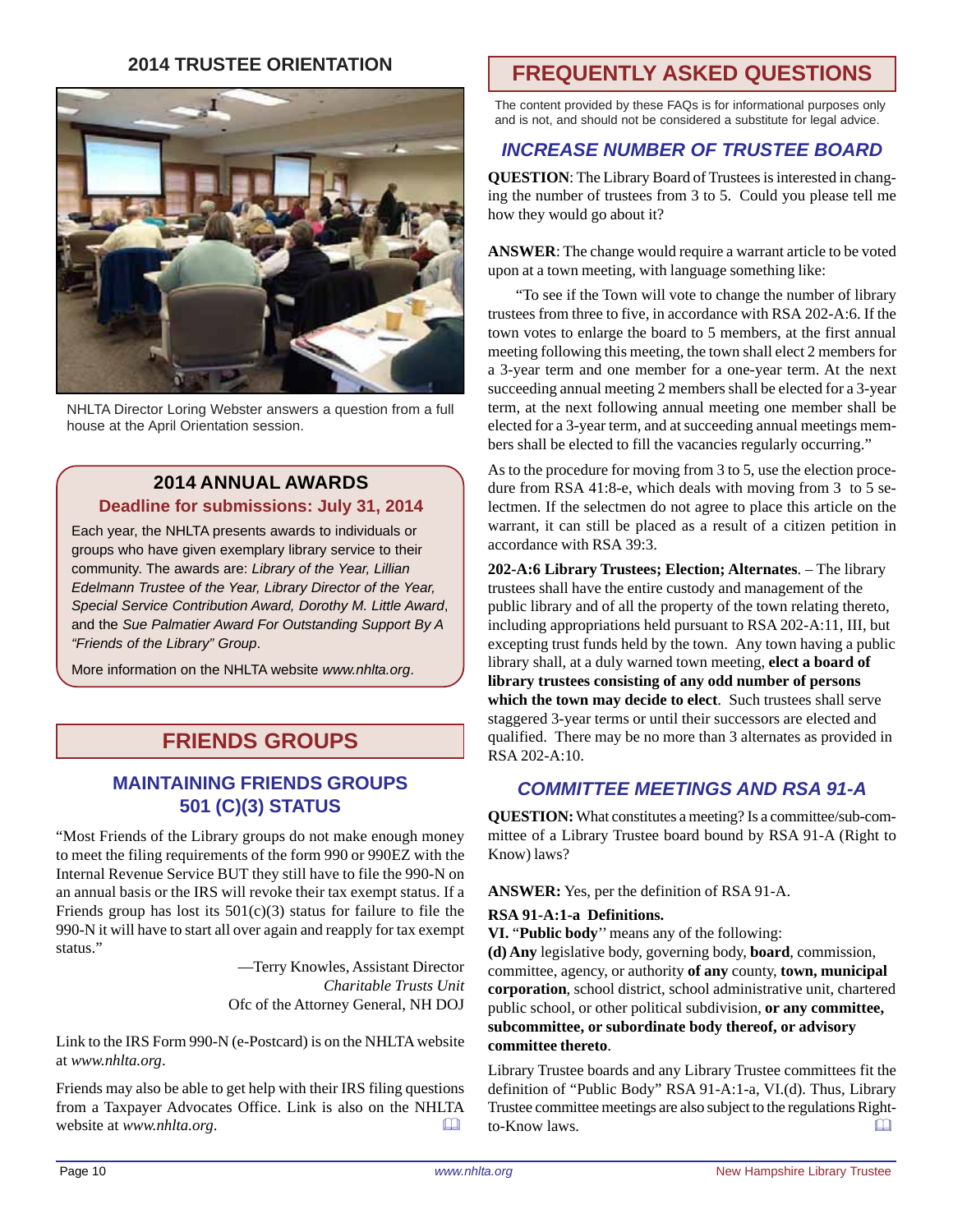## 2014 TRUSTEE ORIENTATION

NHLTA Director Loring Webster answers a question from a full house at the April Orientation session.

## 2014 ANNUAL AWARDS

### Deadline for submissions: July 31, 2014

Each year, the NHLTA presents awards to individuals or groups who have given exemplary library service to their community. The awards are: *Library of the Year, Lillian Edelmann Trustee of the Year, Library Director of the Year, Special Service Contribution Award, Dorothy M. Little Award*, and the *Sue Palmatier Award For Outstanding Support By A "Friends of the Library" Group*.

More information on the NHLTA website *www.nhlta.org*.

## FRIENDS GROUPS

### MAINTAINING FRIENDS GROUPS 501 (C)(3) STATUS

"Most Friends of the Library groups do not make enough money to meet the filing requirements of the form 990 or 990EZ with the Internal Revenue Service BUT they still have to file the 990-N on an annual basis or the IRS will revoke their tax exempt status. If a Friends group has lost its 501(c)(3) status for failure to file the 990-N it will have to start all over again and reapply for tax exempt status."

—Terry Knowles, Assistant Director
*Charitable Trusts Unit*
Ofc of the Attorney General, NH DOJ

Link to the IRS Form 990-N (e-Postcard) is on the NHLTA website at *www.nhlta.org*.

Friends may also be able to get help with their IRS filing questions from a Taxpayer Advocates Office. Link is also on the NHLTA website at *www.nhlta.org*.

## FREQUENTLY ASKED QUESTIONS

The content provided by these FAQs is for informational purposes only and is not, and should not be considered a substitute for legal advice.

### *INCREASE NUMBER OF TRUSTEE BOARD*

**QUESTION**: The Library Board of Trustees is interested in changing the number of trustees from 3 to 5. Could you please tell me how they would go about it?

**ANSWER**: The change would require a warrant article to be voted upon at a town meeting, with language something like:

"To see if the Town will vote to change the number of library trustees from three to five, in accordance with RSA 202-A:6. If the town votes to enlarge the board to 5 members, at the first annual meeting following this meeting, the town shall elect 2 members for a 3-year term and one member for a one-year term. At the next succeeding annual meeting 2 members shall be elected for a 3-year term, at the next following annual meeting one member shall be elected for a 3-year term, and at succeeding annual meetings members shall be elected to fill the vacancies regularly occurring."

As to the procedure for moving from 3 to 5, use the election procedure from RSA 41:8-e, which deals with moving from 3 to 5 selectmen. If the selectmen do not agree to place this article on the warrant, it can still be placed as a result of a citizen petition in accordance with RSA 39:3.

**202-A:6 Library Trustees; Election; Alternates**. – The library trustees shall have the entire custody and management of the public library and of all the property of the town relating thereto, including appropriations held pursuant to RSA 202-A:11, III, but excepting trust funds held by the town. Any town having a public library shall, at a duly warned town meeting, **elect a board of library trustees consisting of any odd number of persons which the town may decide to elect**. Such trustees shall serve staggered 3-year terms or until their successors are elected and qualified. There may be no more than 3 alternates as provided in RSA 202-A:10.

### *COMMITTEE MEETINGS AND RSA 91-A*

**QUESTION:** What constitutes a meeting? Is a committee/sub-committee of a Library Trustee board bound by RSA 91-A (Right to Know) laws?

**ANSWER:** Yes, per the definition of RSA 91-A.

**RSA 91-A:1-a Definitions.**
**VI.** "**Public body**'' means any of the following:
**(d) Any** legislative body, governing body, **board**, commission, committee, agency, or authority **of any** county, **town, municipal corporation**, school district, school administrative unit, chartered public school, or other political subdivision, **or any committee, subcommittee, or subordinate body thereof, or advisory committee thereto**.

Library Trustee boards and any Library Trustee committees fit the definition of "Public Body" RSA 91-A:1-a, VI.(d). Thus, Library Trustee committee meetings are also subject to the regulations Right-to-Know laws.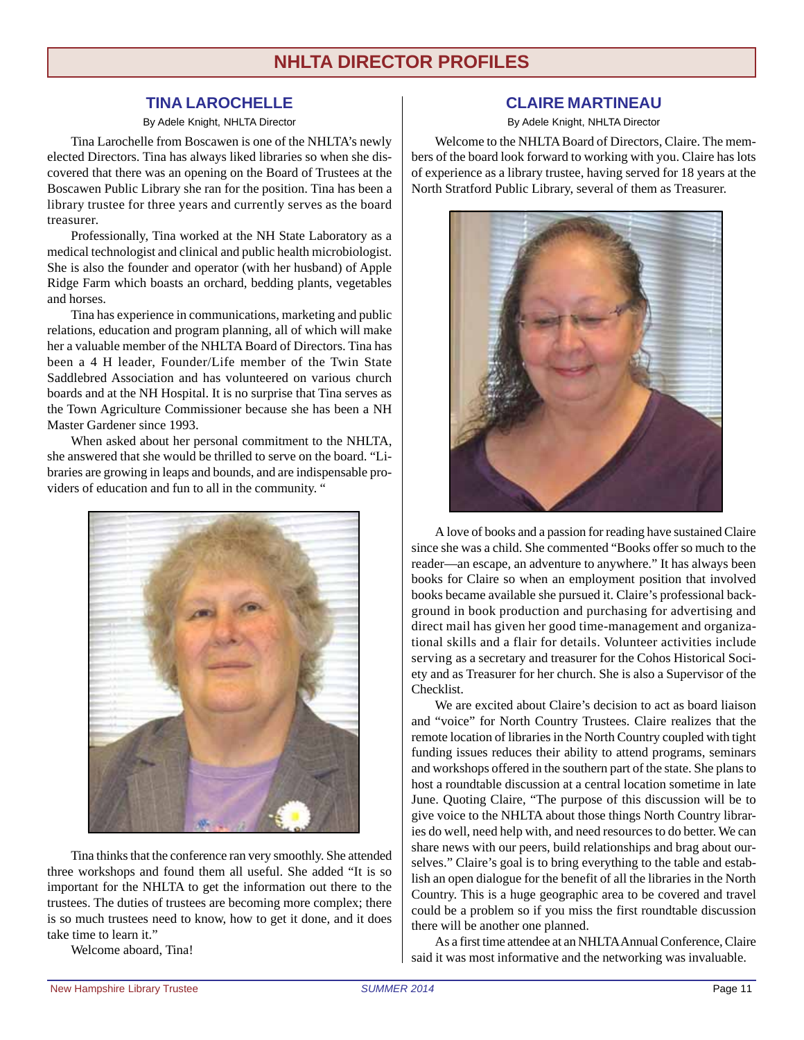# NHLTA DIRECTOR PROFILES

## TINA LAROCHELLE

By Adele Knight, NHLTA Director

Tina Larochelle from Boscawen is one of the NHLTA's newly elected Directors. Tina has always liked libraries so when she discovered that there was an opening on the Board of Trustees at the Boscawen Public Library she ran for the position. Tina has been a library trustee for three years and currently serves as the board treasurer.

Professionally, Tina worked at the NH State Laboratory as a medical technologist and clinical and public health microbiologist. She is also the founder and operator (with her husband) of Apple Ridge Farm which boasts an orchard, bedding plants, vegetables and horses.

Tina has experience in communications, marketing and public relations, education and program planning, all of which will make her a valuable member of the NHLTA Board of Directors. Tina has been a 4 H leader, Founder/Life member of the Twin State Saddlebred Association and has volunteered on various church boards and at the NH Hospital. It is no surprise that Tina serves as the Town Agriculture Commissioner because she has been a NH Master Gardener since 1993.

When asked about her personal commitment to the NHLTA, she answered that she would be thrilled to serve on the board. "Libraries are growing in leaps and bounds, and are indispensable providers of education and fun to all in the community. "

Tina thinks that the conference ran very smoothly. She attended three workshops and found them all useful. She added "It is so important for the NHLTA to get the information out there to the trustees. The duties of trustees are becoming more complex; there is so much trustees need to know, how to get it done, and it does take time to learn it."

Welcome aboard, Tina!

## CLAIRE MARTINEAU

By Adele Knight, NHLTA Director

Welcome to the NHLTA Board of Directors, Claire. The members of the board look forward to working with you. Claire has lots of experience as a library trustee, having served for 18 years at the North Stratford Public Library, several of them as Treasurer.

A love of books and a passion for reading have sustained Claire since she was a child. She commented "Books offer so much to the reader—an escape, an adventure to anywhere." It has always been books for Claire so when an employment position that involved books became available she pursued it. Claire's professional background in book production and purchasing for advertising and direct mail has given her good time-management and organizational skills and a flair for details. Volunteer activities include serving as a secretary and treasurer for the Cohos Historical Society and as Treasurer for her church. She is also a Supervisor of the Checklist.

We are excited about Claire's decision to act as board liaison and "voice" for North Country Trustees. Claire realizes that the remote location of libraries in the North Country coupled with tight funding issues reduces their ability to attend programs, seminars and workshops offered in the southern part of the state. She plans to host a roundtable discussion at a central location sometime in late June. Quoting Claire, "The purpose of this discussion will be to give voice to the NHLTA about those things North Country libraries do well, need help with, and need resources to do better. We can share news with our peers, build relationships and brag about ourselves." Claire's goal is to bring everything to the table and establish an open dialogue for the benefit of all the libraries in the North Country. This is a huge geographic area to be covered and travel could be a problem so if you miss the first roundtable discussion there will be another one planned.

As a first time attendee at an NHLTA Annual Conference, Claire said it was most informative and the networking was invaluable.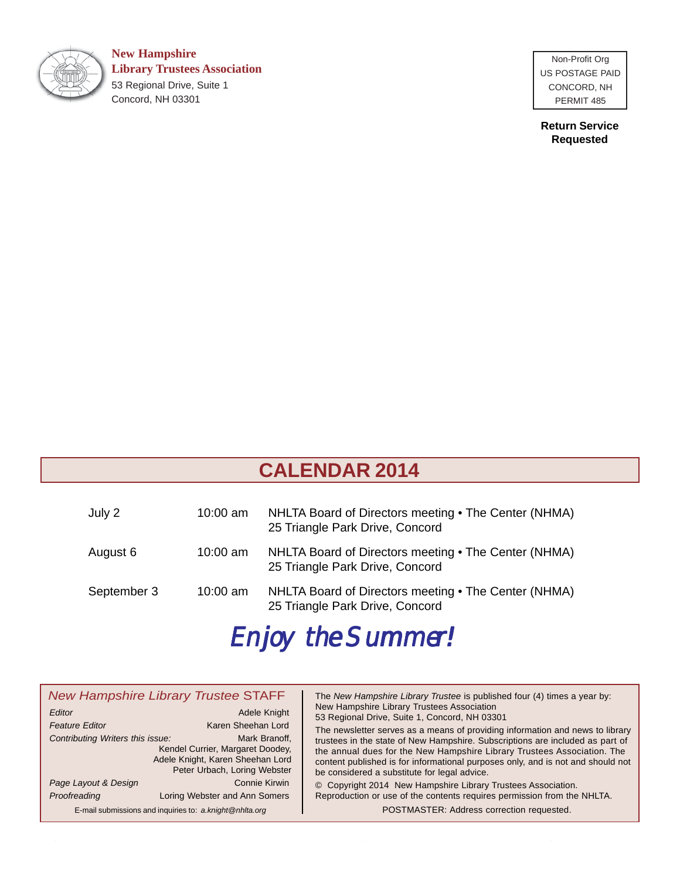**New Hampshire Library Trustees Association**
53 Regional Drive, Suite 1
Concord, NH 03301

Non-Profit Org
US POSTAGE PAID
CONCORD, NH
PERMIT 485

**Return Service Requested**

## CALENDAR 2014

| | | |
|---|---|---|
| July 2 | 10:00 am | NHLTA Board of Directors meeting • The Center (NHMA) 25 Triangle Park Drive, Concord |
| August 6 | 10:00 am | NHLTA Board of Directors meeting • The Center (NHMA) 25 Triangle Park Drive, Concord |
| September 3 | 10:00 am | NHLTA Board of Directors meeting • The Center (NHMA) 25 Triangle Park Drive, Concord |

*Enjoy the Summer!*

### *New Hampshire Library Trustee* STAFF

| | |
|---|---|
| *Editor* | Adele Knight |
| *Feature Editor* | Karen Sheehan Lord |
| *Contributing Writers this issue:* | Mark Branoff, Kendel Currier, Margaret Doodey, Adele Knight, Karen Sheehan Lord Peter Urbach, Loring Webster |
| *Page Layout & Design* | Connie Kirwin |
| *Proofreading* | Loring Webster and Ann Somers |

E-mail submissions and inquiries to: *a.knight@nhlta.org*

The *New Hampshire Library Trustee* is published four (4) times a year by:
New Hampshire Library Trustees Association
53 Regional Drive, Suite 1, Concord, NH 03301

The newsletter serves as a means of providing information and news to library trustees in the state of New Hampshire. Subscriptions are included as part of the annual dues for the New Hampshire Library Trustees Association. The content published is for informational purposes only, and is not and should not be considered a substitute for legal advice.

© Copyright 2014 New Hampshire Library Trustees Association.
Reproduction or use of the contents requires permission from the NHLTA.

POSTMASTER: Address correction requested.